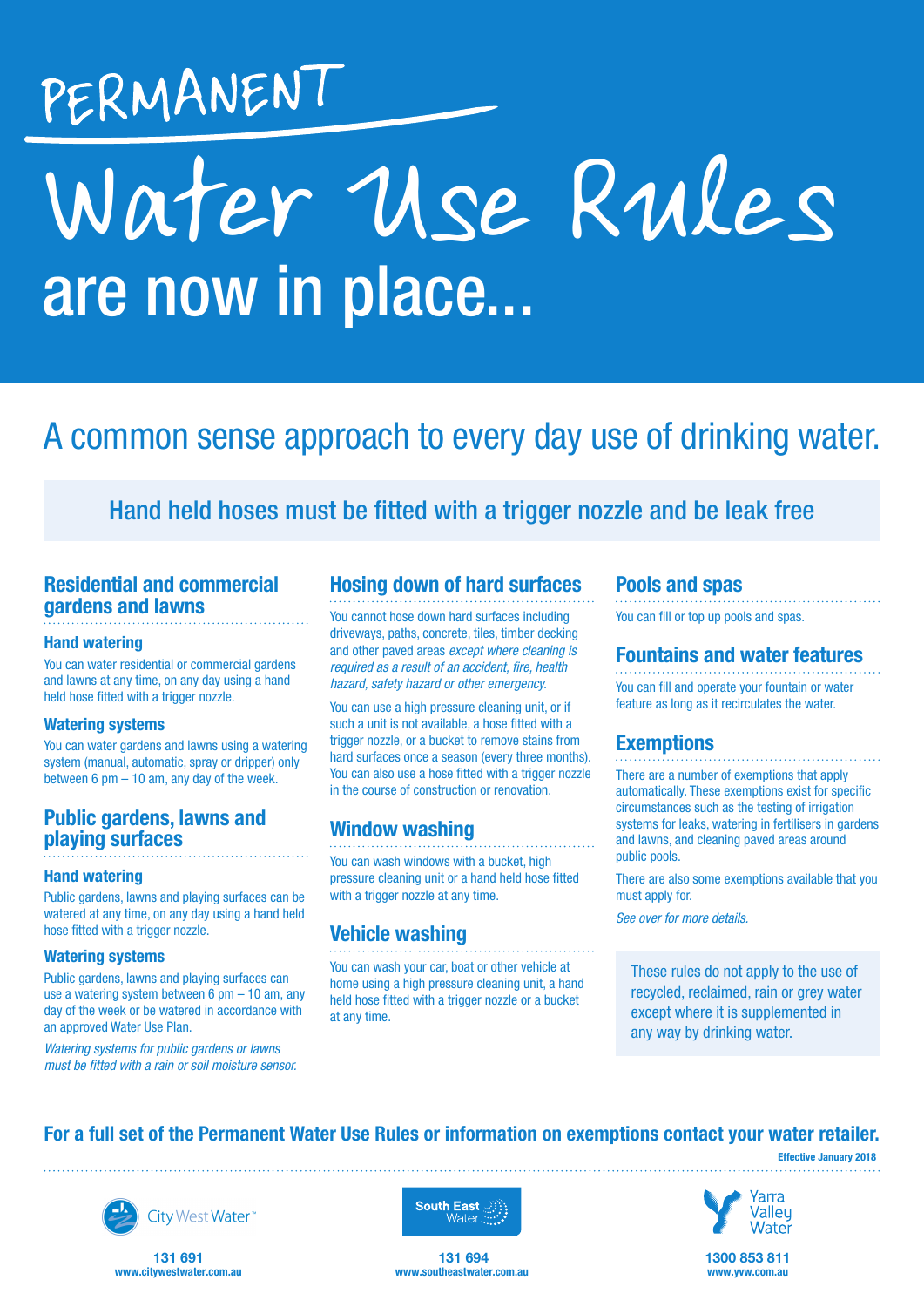# PERMANENT Water Use Rules are now in place...

## A common sense approach to every day use of drinking water.

**Hand held hoses must be fitted with a trigger nozzle and be leak free**

## Residential and commercial gardens and lawns

### Hand watering

You can water residential or commercial gardens and lawns at any time, on any day using a hand held hose fitted with a trigger nozzle.

### Watering systems

You can water gardens and lawns using a watering system (manual, automatic, spray or dripper) only between 6 pm – 10 am, any day of the week.

## Public gardens, lawns and playing surfaces

### Hand watering

Public gardens, lawns and playing surfaces can be watered at any time, on any day using a hand held hose fitted with a trigger nozzle.

### Watering systems

Public gardens, lawns and playing surfaces can use a watering system between 6 pm – 10 am, any day of the week or be watered in accordance with an approved Water Use Plan.

*Watering systems for public gardens or lawns must be fitted with a rain or soil moisture sensor.*

## Hosing down of hard surfaces

You cannot hose down hard surfaces including driveways, paths, concrete, tiles, timber decking and other paved areas *except where cleaning is required as a result of an accident, fire, health hazard, safety hazard or other emergency.*

You can use a high pressure cleaning unit, or if such a unit is not available, a hose fitted with a trigger nozzle, or a bucket to remove stains from hard surfaces once a season (every three months). You can also use a hose fitted with a trigger nozzle in the course of construction or renovation.

## Window washing

You can wash windows with a bucket, high pressure cleaning unit or a hand held hose fitted with a trigger nozzle at any time.

## Vehicle washing

You can wash your car, boat or other vehicle at home using a high pressure cleaning unit, a hand held hose fitted with a trigger nozzle or a bucket at any time.

## Pools and spas

You can fill or top up pools and spas.

## Fountains and water features

You can fill and operate your fountain or water feature as long as it recirculates the water.

## Exemptions

There are a number of exemptions that apply automatically. These exemptions exist for specific circumstances such as the testing of irrigation systems for leaks, watering in fertilisers in gardens and lawns, and cleaning paved areas around public pools.

There are also some exemptions available that you must apply for.

*See over for more details.*

These rules do not apply to the use of recycled, reclaimed, rain or grey water except where it is supplemented in any way by drinking water.

**For a full set of the Permanent Water Use Rules or information on exemptions contact your water retailer.**

**Effective January 2018**

City West Water
**131 691**
**www.citywestwater.com.au**

South East Water
**131 694**
**www.southeastwater.com.au**

Yarra Valley Water
**1300 853 811**
**www.yvw.com.au**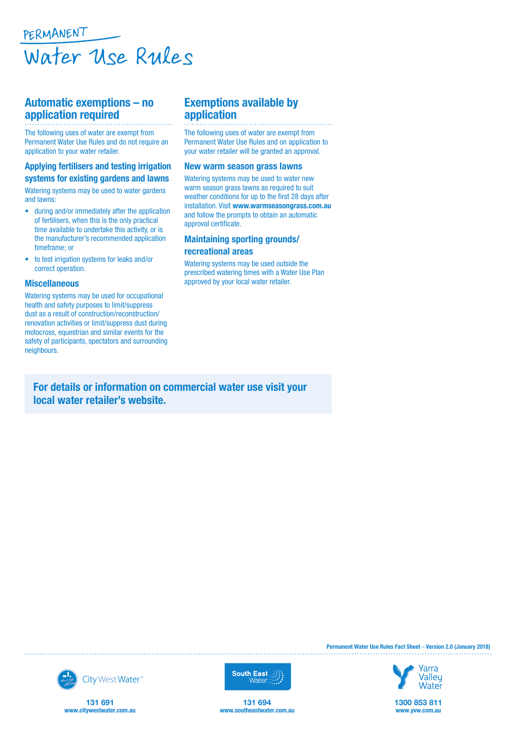# PERMANENT Water Use Rules

## Automatic exemptions – no application required

The following uses of water are exempt from Permanent Water Use Rules and do not require an application to your water retailer.

### Applying fertilisers and testing irrigation systems for existing gardens and lawns

Watering systems may be used to water gardens and lawns:

- during and/or immediately after the application of fertilisers, when this is the only practical time available to undertake this activity, or is the manufacturer's recommended application timeframe; or
- to test irrigation systems for leaks and/or correct operation.

### Miscellaneous

Watering systems may be used for occupational health and safety purposes to limit/suppress dust as a result of construction/reconstruction/renovation activities or limit/suppress dust during motocross, equestrian and similar events for the safety of participants, spectators and surrounding neighbours.

## Exemptions available by application

The following uses of water are exempt from Permanent Water Use Rules and on application to your water retailer will be granted an approval.

### New warm season grass lawns

Watering systems may be used to water new warm season grass lawns as required to suit weather conditions for up to the first 28 days after installation. Visit **www.warmseasongrass.com.au** and follow the prompts to obtain an automatic approval certificate.

### Maintaining sporting grounds/recreational areas

Watering systems may be used outside the prescribed watering times with a Water Use Plan approved by your local water retailer.

**For details or information on commercial water use visit your local water retailer's website.**

Permanent Water Use Rules Fact Sheet – Version 2.0 (January 2018)

City West Water
**131 691**
**www.citywestwater.com.au**

South East Water
**131 694**
**www.southeastwater.com.au**

Yarra Valley Water
**1300 853 811**
**www.yvw.com.au**